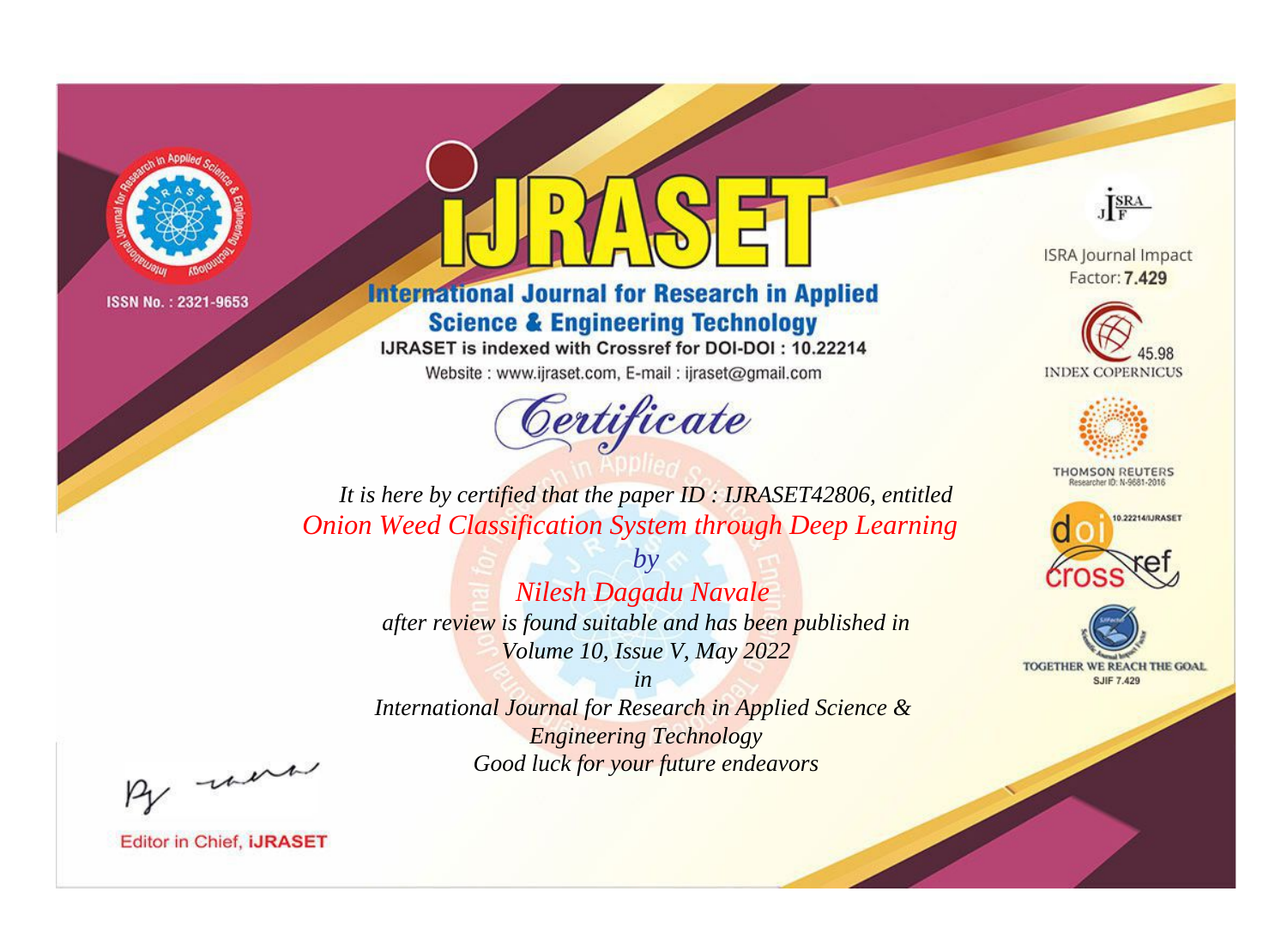ISSN No. : 2321-9653

# IJRASET

## International Journal for Research in Applied Science & Engineering Technology

IJRASET is indexed with Crossref for DOI-DOI : 10.22214

Website : www.ijraset.com, E-mail : ijraset@gmail.com

ISRA Journal Impact Factor: **7.429**

45.98 INDEX COPERNICUS

THOMSON REUTERS Researcher ID: N-9681-2016

10.22214/IJRASET

TOGETHER WE REACH THE GOAL SJIF 7.429

# Certificate

*It is here by certified that the paper ID : IJRASET42806, entitled*

*Onion Weed Classification System through Deep Learning*

*by*

*Nilesh Dagadu Navale*

*after review is found suitable and has been published in*

*Volume 10, Issue V, May 2022*

*in*

*International Journal for Research in Applied Science & Engineering Technology*

*Good luck for your future endeavors*

Editor in Chief, **iJRASET**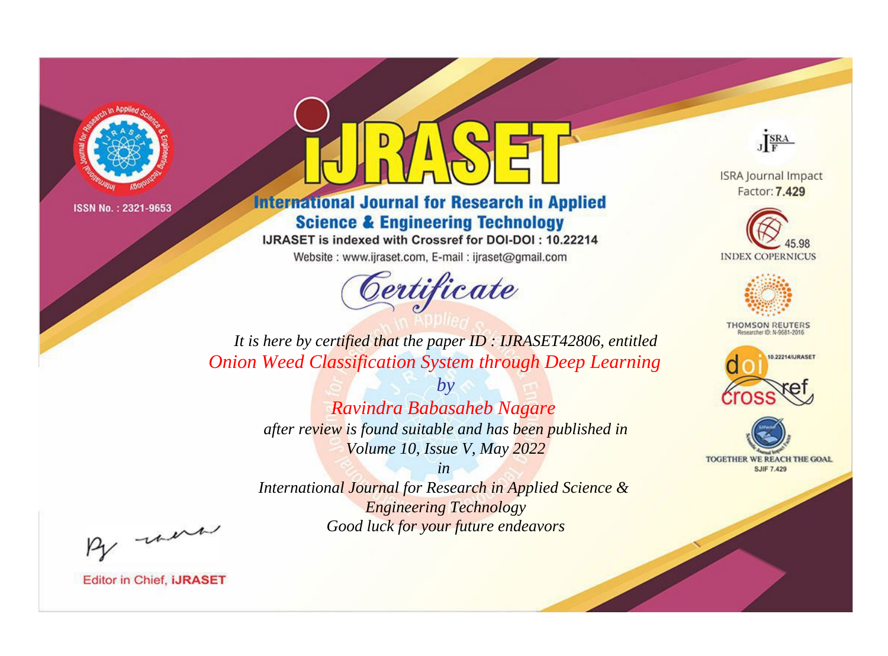ISSN No. : 2321-9653

# iJRASET

## International Journal for Research in Applied Science & Engineering Technology

IJRASET is indexed with Crossref for DOI-DOI : 10.22214

Website : www.ijraset.com, E-mail : ijraset@gmail.com

ISRA Journal Impact Factor: **7.429**

45.98 INDEX COPERNICUS

THOMSON REUTERS Researcher ID: N-9681-2016

10.22214/IJRASET

TOGETHER WE REACH THE GOAL SJIF 7.429

# *Certificate*

*It is here by certified that the paper ID : IJRASET42806, entitled*

*Onion Weed Classification System through Deep Learning*

*by*

*Ravindra Babasaheb Nagare*

*after review is found suitable and has been published in*

*Volume 10, Issue V, May 2022*

*in*

*International Journal for Research in Applied Science & Engineering Technology*

*Good luck for your future endeavors*

Editor in Chief, **iJRASET**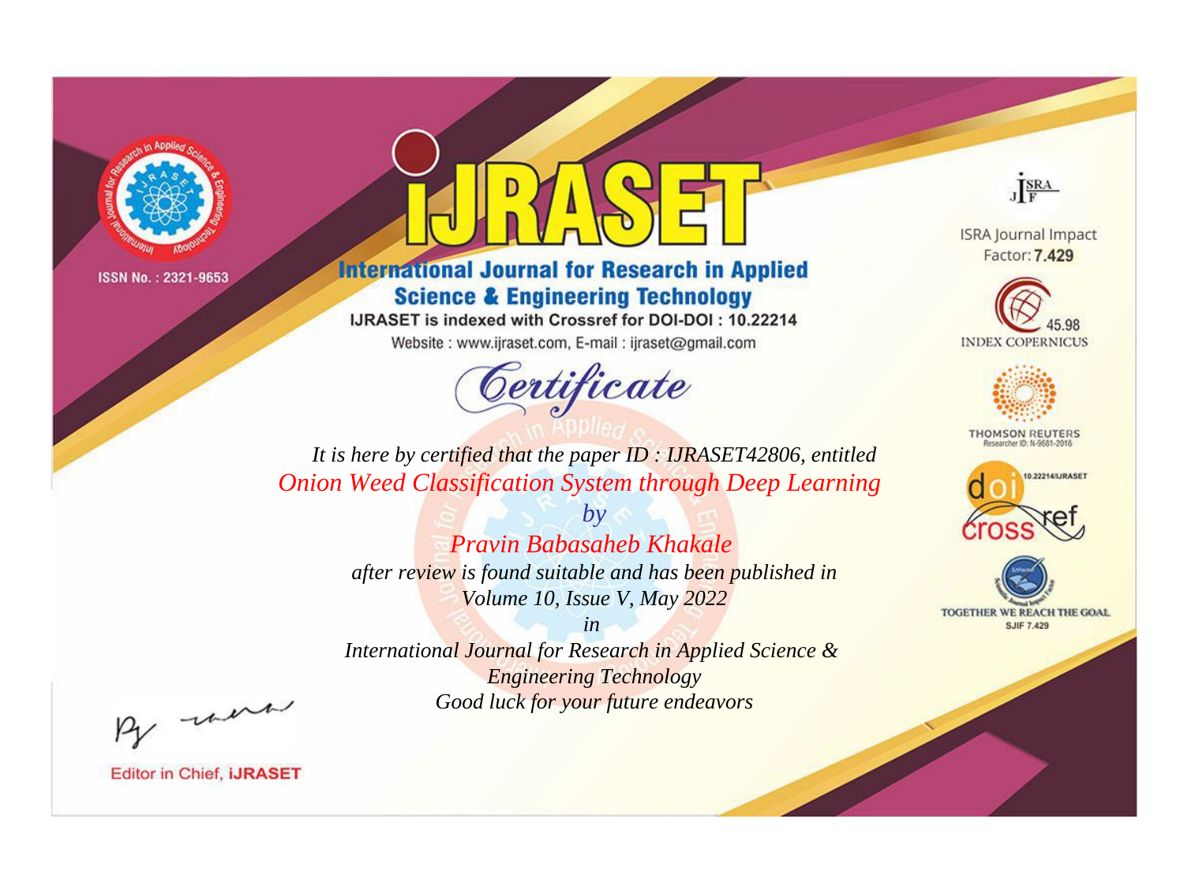ISSN No. : 2321-9653

# iJRASET

## International Journal for Research in Applied Science & Engineering Technology

IJRASET is indexed with Crossref for DOI-DOI : 10.22214

Website : www.ijraset.com, E-mail : ijraset@gmail.com

ISRA Journal Impact Factor: **7.429**

45.98 INDEX COPERNICUS

THOMSON REUTERS Researcher ID: N-9681-2016

10.22214/IJRASET

TOGETHER WE REACH THE GOAL SJIF 7.429

# *Certificate*

*It is here by certified that the paper ID : IJRASET42806, entitled*

*Onion Weed Classification System through Deep Learning*

*by*

*Pravin Babasaheb Khakale*

*after review is found suitable and has been published in*

*Volume 10, Issue V, May 2022*

*in*

*International Journal for Research in Applied Science & Engineering Technology*

*Good luck for your future endeavors*

Editor in Chief, **iJRASET**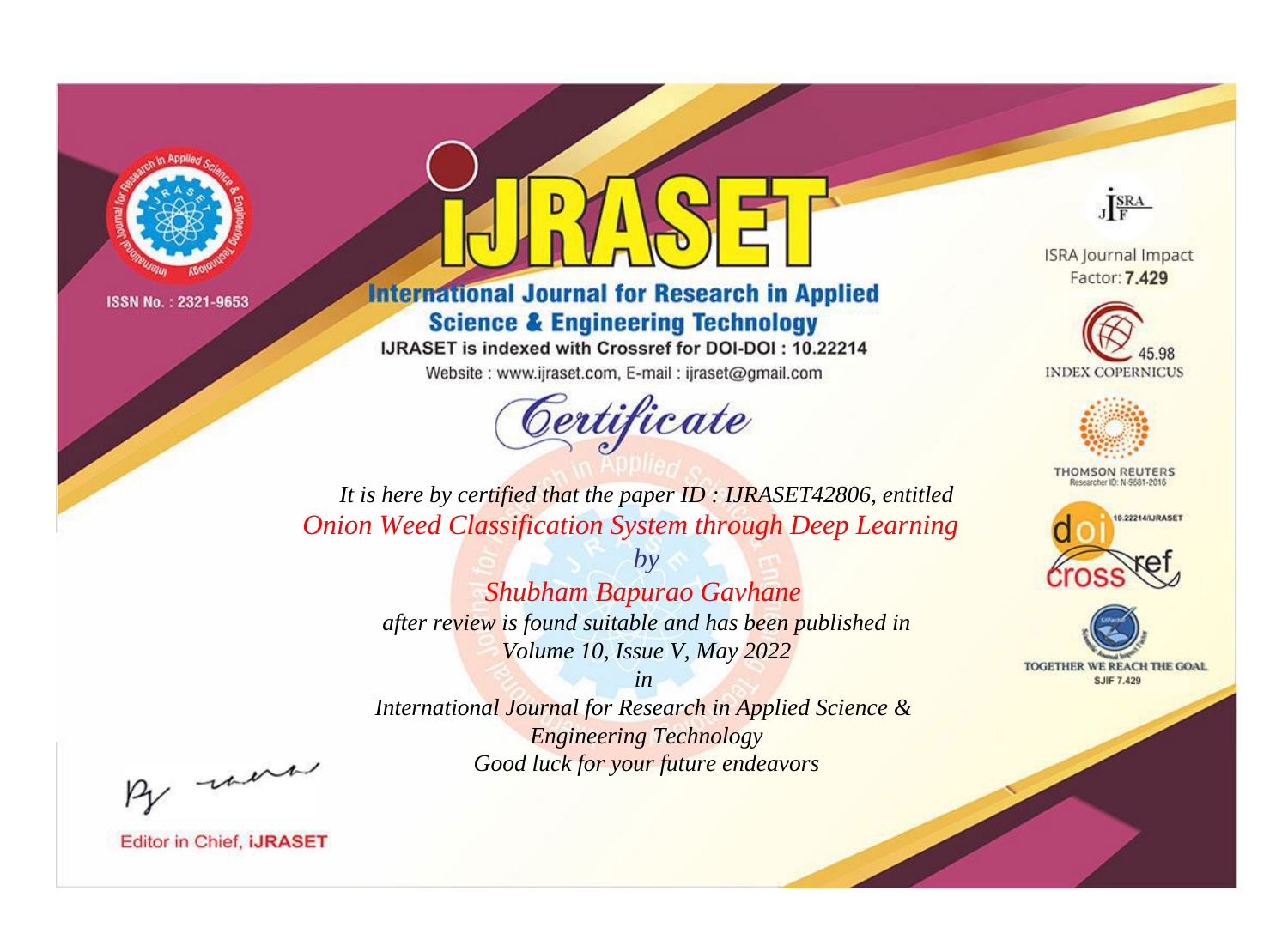ISSN No. : 2321-9653

# IJRASET

## International Journal for Research in Applied Science & Engineering Technology

IJRASET is indexed with Crossref for DOI-DOI : 10.22214

Website : www.ijraset.com, E-mail : ijraset@gmail.com

ISRA Journal Impact Factor: **7.429**

45.98 INDEX COPERNICUS

THOMSON REUTERS Researcher ID: N-9681-2016

10.22214/IJRASET

TOGETHER WE REACH THE GOAL SJIF 7.429

## *Certificate*

*It is here by certified that the paper ID : IJRASET42806, entitled*

*Onion Weed Classification System through Deep Learning*

*by*

*Shubham Bapurao Gavhane*

*after review is found suitable and has been published in*

*Volume 10, Issue V, May 2022*

*in*

*International Journal for Research in Applied Science & Engineering Technology*

*Good luck for your future endeavors*

Editor in Chief, **iJRASET**